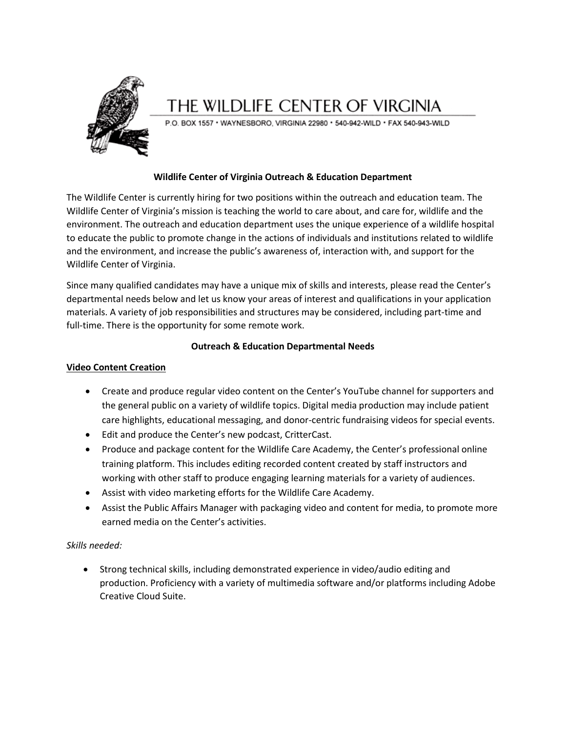# THE WILDLIFE CENTER OF VIRGINIA

P.O. BOX 1557 • WAYNESBORO, VIRGINIA 22980 • 540-942-WILD • FAX 540-943-WILD

**Wildlife Center of Virginia Outreach & Education Department**

The Wildlife Center is currently hiring for two positions within the outreach and education team. The Wildlife Center of Virginia's mission is teaching the world to care about, and care for, wildlife and the environment. The outreach and education department uses the unique experience of a wildlife hospital to educate the public to promote change in the actions of individuals and institutions related to wildlife and the environment, and increase the public's awareness of, interaction with, and support for the Wildlife Center of Virginia.

Since many qualified candidates may have a unique mix of skills and interests, please read the Center's departmental needs below and let us know your areas of interest and qualifications in your application materials. A variety of job responsibilities and structures may be considered, including part-time and full-time. There is the opportunity for some remote work.

**Outreach & Education Departmental Needs**

**Video Content Creation**

- Create and produce regular video content on the Center's YouTube channel for supporters and the general public on a variety of wildlife topics. Digital media production may include patient care highlights, educational messaging, and donor-centric fundraising videos for special events.
- Edit and produce the Center's new podcast, CritterCast.
- Produce and package content for the Wildlife Care Academy, the Center's professional online training platform. This includes editing recorded content created by staff instructors and working with other staff to produce engaging learning materials for a variety of audiences.
- Assist with video marketing efforts for the Wildlife Care Academy.
- Assist the Public Affairs Manager with packaging video and content for media, to promote more earned media on the Center's activities.

*Skills needed:*

- Strong technical skills, including demonstrated experience in video/audio editing and production. Proficiency with a variety of multimedia software and/or platforms including Adobe Creative Cloud Suite.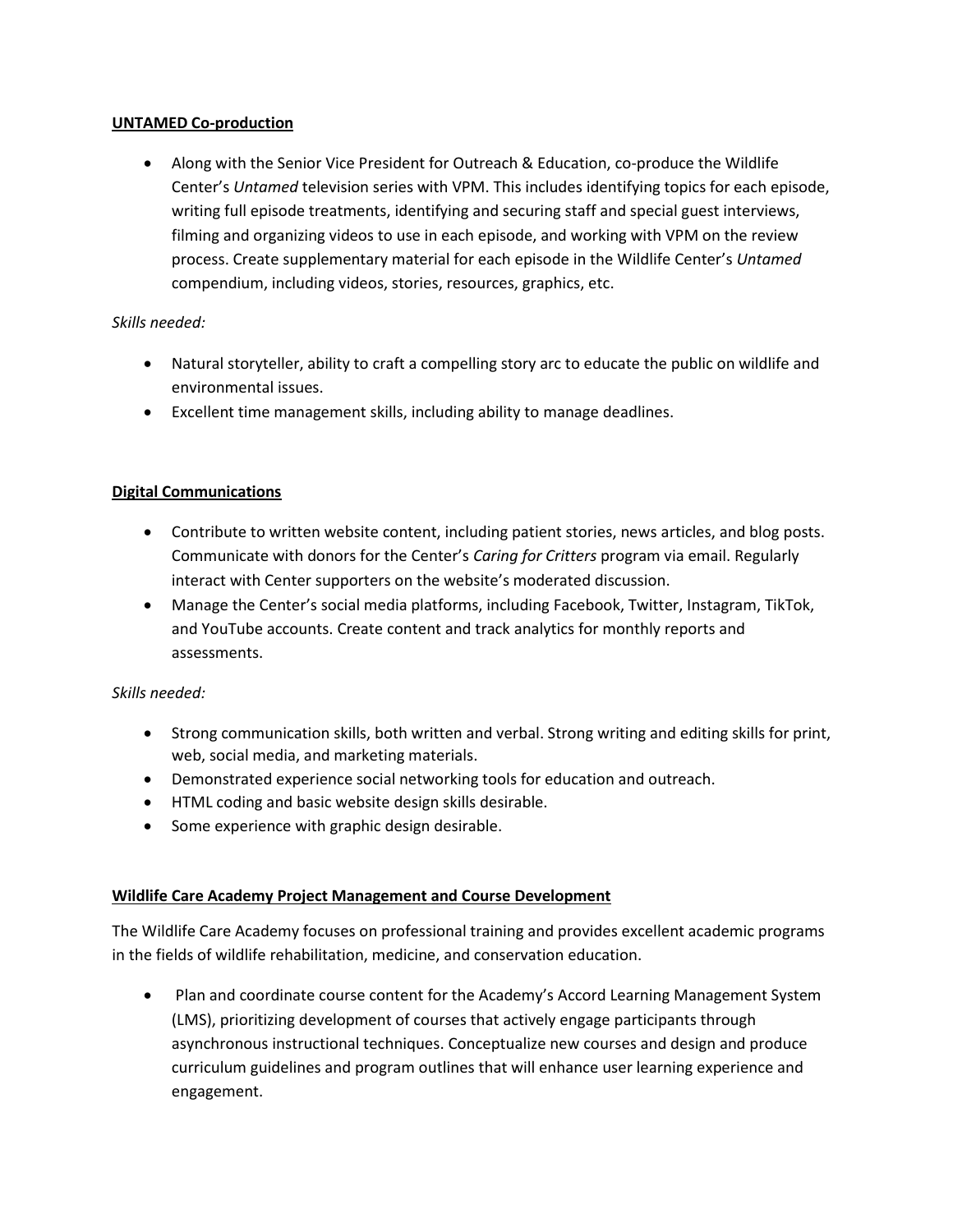**UNTAMED Co-production**

- Along with the Senior Vice President for Outreach & Education, co-produce the Wildlife Center's *Untamed* television series with VPM. This includes identifying topics for each episode, writing full episode treatments, identifying and securing staff and special guest interviews, filming and organizing videos to use in each episode, and working with VPM on the review process. Create supplementary material for each episode in the Wildlife Center's *Untamed* compendium, including videos, stories, resources, graphics, etc.

*Skills needed:*

- Natural storyteller, ability to craft a compelling story arc to educate the public on wildlife and environmental issues.
- Excellent time management skills, including ability to manage deadlines.

**Digital Communications**

- Contribute to written website content, including patient stories, news articles, and blog posts. Communicate with donors for the Center's *Caring for Critters* program via email. Regularly interact with Center supporters on the website's moderated discussion.
- Manage the Center's social media platforms, including Facebook, Twitter, Instagram, TikTok, and YouTube accounts. Create content and track analytics for monthly reports and assessments.

*Skills needed:*

- Strong communication skills, both written and verbal. Strong writing and editing skills for print, web, social media, and marketing materials.
- Demonstrated experience social networking tools for education and outreach.
- HTML coding and basic website design skills desirable.
- Some experience with graphic design desirable.

**Wildlife Care Academy Project Management and Course Development**

The Wildlife Care Academy focuses on professional training and provides excellent academic programs in the fields of wildlife rehabilitation, medicine, and conservation education.

- Plan and coordinate course content for the Academy's Accord Learning Management System (LMS), prioritizing development of courses that actively engage participants through asynchronous instructional techniques. Conceptualize new courses and design and produce curriculum guidelines and program outlines that will enhance user learning experience and engagement.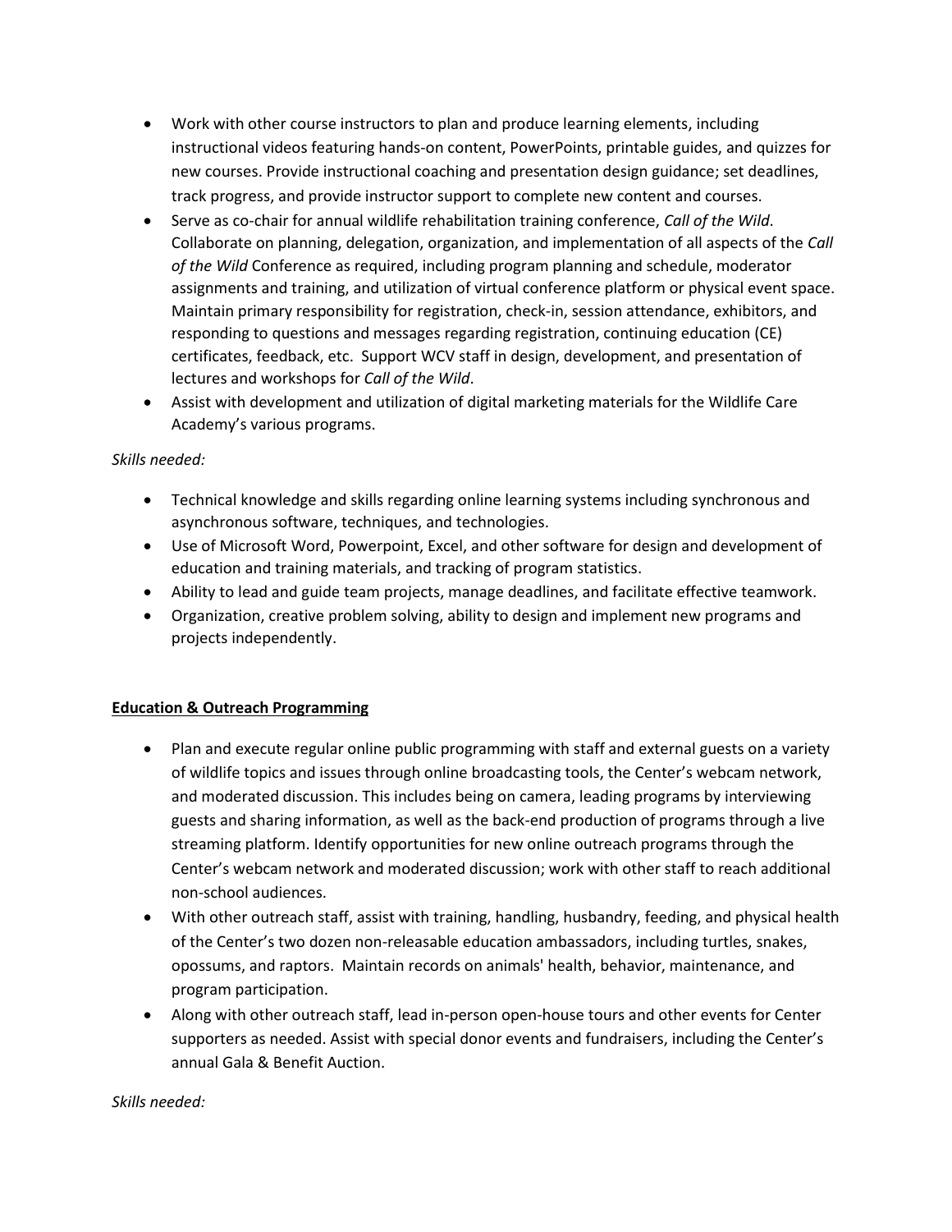- Work with other course instructors to plan and produce learning elements, including instructional videos featuring hands-on content, PowerPoints, printable guides, and quizzes for new courses. Provide instructional coaching and presentation design guidance; set deadlines, track progress, and provide instructor support to complete new content and courses.
- Serve as co-chair for annual wildlife rehabilitation training conference, *Call of the Wild*. Collaborate on planning, delegation, organization, and implementation of all aspects of the *Call of the Wild* Conference as required, including program planning and schedule, moderator assignments and training, and utilization of virtual conference platform or physical event space. Maintain primary responsibility for registration, check-in, session attendance, exhibitors, and responding to questions and messages regarding registration, continuing education (CE) certificates, feedback, etc. Support WCV staff in design, development, and presentation of lectures and workshops for *Call of the Wild*.
- Assist with development and utilization of digital marketing materials for the Wildlife Care Academy's various programs.

*Skills needed:*

- Technical knowledge and skills regarding online learning systems including synchronous and asynchronous software, techniques, and technologies.
- Use of Microsoft Word, Powerpoint, Excel, and other software for design and development of education and training materials, and tracking of program statistics.
- Ability to lead and guide team projects, manage deadlines, and facilitate effective teamwork.
- Organization, creative problem solving, ability to design and implement new programs and projects independently.

**<u>Education & Outreach Programming</u>**

- Plan and execute regular online public programming with staff and external guests on a variety of wildlife topics and issues through online broadcasting tools, the Center's webcam network, and moderated discussion. This includes being on camera, leading programs by interviewing guests and sharing information, as well as the back-end production of programs through a live streaming platform. Identify opportunities for new online outreach programs through the Center's webcam network and moderated discussion; work with other staff to reach additional non-school audiences.
- With other outreach staff, assist with training, handling, husbandry, feeding, and physical health of the Center's two dozen non-releasable education ambassadors, including turtles, snakes, opossums, and raptors. Maintain records on animals' health, behavior, maintenance, and program participation.
- Along with other outreach staff, lead in-person open-house tours and other events for Center supporters as needed. Assist with special donor events and fundraisers, including the Center's annual Gala & Benefit Auction.

*Skills needed:*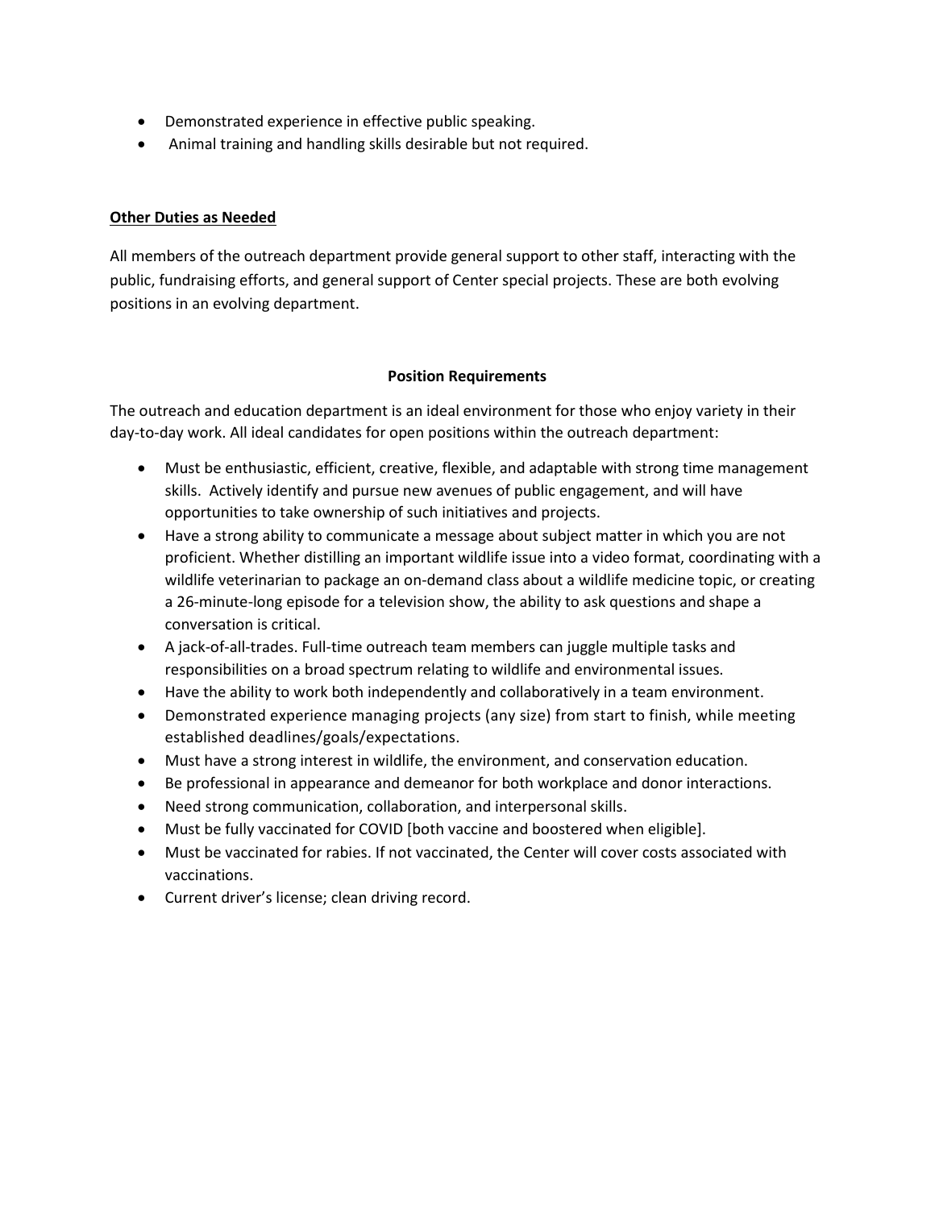- Demonstrated experience in effective public speaking.
- Animal training and handling skills desirable but not required.

**Other Duties as Needed**

All members of the outreach department provide general support to other staff, interacting with the public, fundraising efforts, and general support of Center special projects. These are both evolving positions in an evolving department.

## Position Requirements

The outreach and education department is an ideal environment for those who enjoy variety in their day-to-day work. All ideal candidates for open positions within the outreach department:

- Must be enthusiastic, efficient, creative, flexible, and adaptable with strong time management skills. Actively identify and pursue new avenues of public engagement, and will have opportunities to take ownership of such initiatives and projects.
- Have a strong ability to communicate a message about subject matter in which you are not proficient. Whether distilling an important wildlife issue into a video format, coordinating with a wildlife veterinarian to package an on-demand class about a wildlife medicine topic, or creating a 26-minute-long episode for a television show, the ability to ask questions and shape a conversation is critical.
- A jack-of-all-trades. Full-time outreach team members can juggle multiple tasks and responsibilities on a broad spectrum relating to wildlife and environmental issues.
- Have the ability to work both independently and collaboratively in a team environment.
- Demonstrated experience managing projects (any size) from start to finish, while meeting established deadlines/goals/expectations.
- Must have a strong interest in wildlife, the environment, and conservation education.
- Be professional in appearance and demeanor for both workplace and donor interactions.
- Need strong communication, collaboration, and interpersonal skills.
- Must be fully vaccinated for COVID [both vaccine and boostered when eligible].
- Must be vaccinated for rabies. If not vaccinated, the Center will cover costs associated with vaccinations.
- Current driver's license; clean driving record.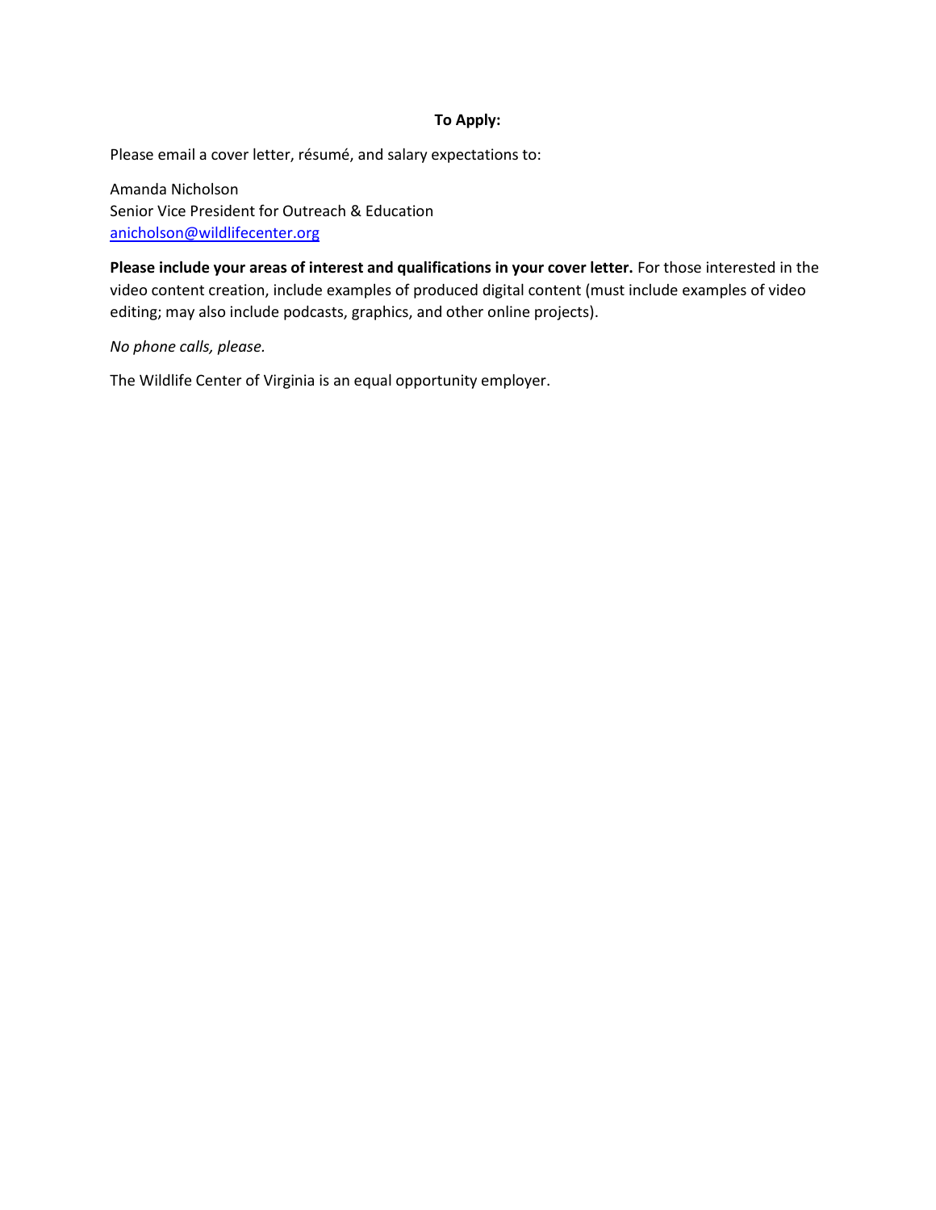**To Apply:**

Please email a cover letter, résumé, and salary expectations to:

Amanda Nicholson
Senior Vice President for Outreach & Education
anicholson@wildlifecenter.org

**Please include your areas of interest and qualifications in your cover letter.** For those interested in the video content creation, include examples of produced digital content (must include examples of video editing; may also include podcasts, graphics, and other online projects).

*No phone calls, please.*

The Wildlife Center of Virginia is an equal opportunity employer.